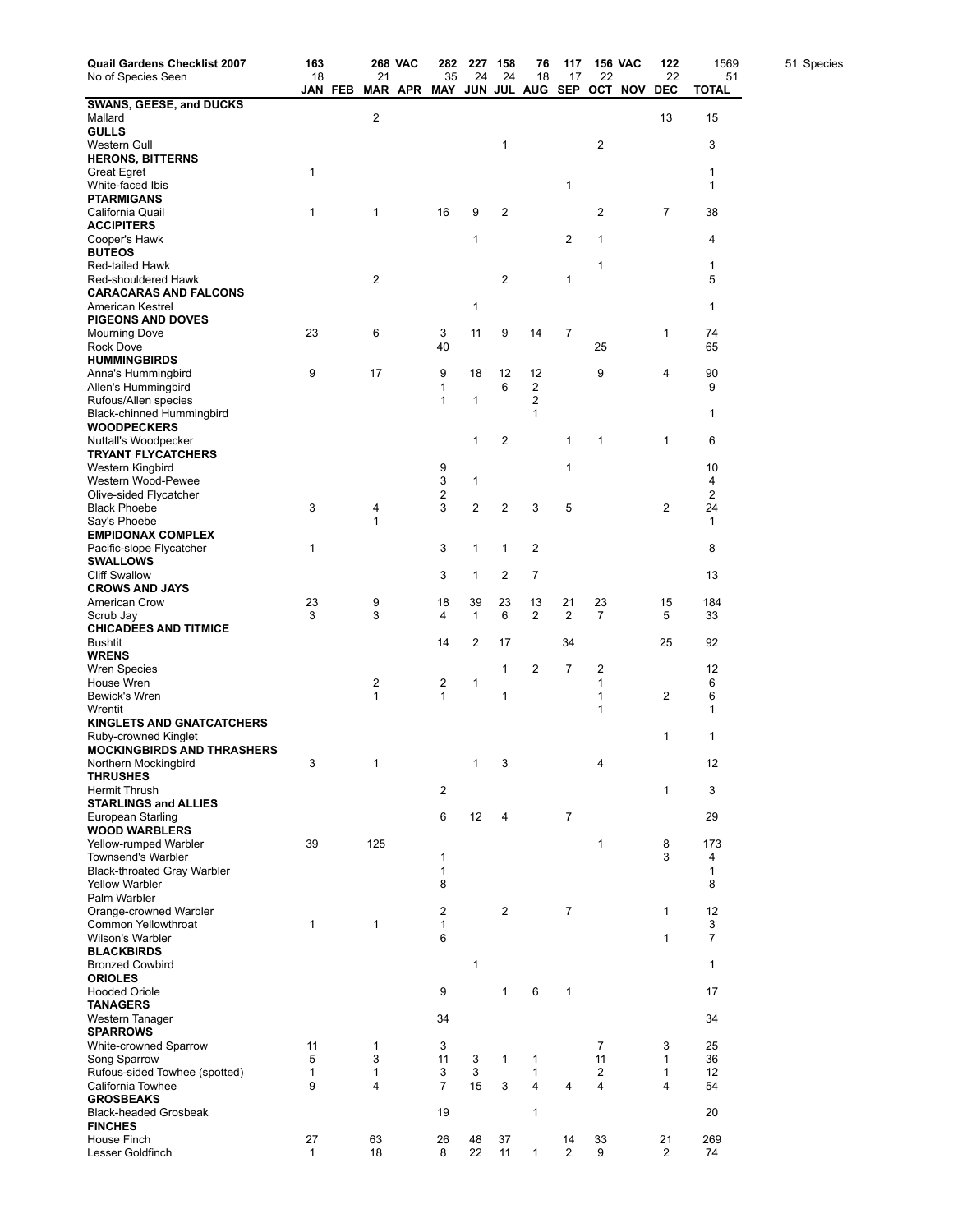| Quail Gardens Checklist 2007 | 163 | | 268 VAC | | 282 | 227 | 158 | 76 | 117 | 156 VAC | | 122 | 1569 |
|---|---|---|---|---|---|---|---|---|---|---|---|---|---|
| No of Species Seen | 18 | | 21 | | 35 | 24 | 24 | 18 | 17 | 22 | | 22 | 51 |
| | JAN | FEB | MAR | APR | MAY | JUN | JUL | AUG | SEP | OCT | NOV | DEC | TOTAL |
| **SWANS, GEESE, and DUCKS** | | | | | | | | | | | | | |
| Mallard | | | 2 | | | | | | | | | 13 | 15 |
| **GULLS** | | | | | | | | | | | | | |
| Western Gull | | | | | | | 1 | | | 2 | | | 3 |
| **HERONS, BITTERNS** | | | | | | | | | | | | | |
| Great Egret | 1 | | | | | | | | | | | | 1 |
| White-faced Ibis | | | | | | | | | 1 | | | | 1 |
| **PTARMIGANS** | | | | | | | | | | | | | |
| California Quail | 1 | | 1 | | 16 | 9 | 2 | | | 2 | | 7 | 38 |
| **ACCIPITERS** | | | | | | | | | | | | | |
| Cooper's Hawk | | | | | | 1 | | | 2 | 1 | | | 4 |
| **BUTEOS** | | | | | | | | | | | | | |
| Red-tailed Hawk | | | | | | | | | | 1 | | | 1 |
| Red-shouldered Hawk | | | 2 | | | | 2 | | 1 | | | | 5 |
| **CARACARAS AND FALCONS** | | | | | | | | | | | | | |
| American Kestrel | | | | | | 1 | | | | | | | 1 |
| **PIGEONS AND DOVES** | | | | | | | | | | | | | |
| Mourning Dove | 23 | | 6 | | 3 | 11 | 9 | 14 | 7 | | | 1 | 74 |
| Rock Dove | | | | | 40 | | | | | 25 | | | 65 |
| **HUMMINGBIRDS** | | | | | | | | | | | | | |
| Anna's Hummingbird | 9 | | 17 | | 9 | 18 | 12 | 12 | | 9 | | 4 | 90 |
| Allen's Hummingbird | | | | | 1 | | 6 | 2 | | | | | 9 |
| Rufous/Allen species | | | | | 1 | 1 | | 2 | | | | | |
| Black-chinned Hummingbird | | | | | | | | 1 | | | | | 1 |
| **WOODPECKERS** | | | | | | | | | | | | | |
| Nuttall's Woodpecker | | | | | | 1 | 2 | | 1 | 1 | | 1 | 6 |
| **TRYANT FLYCATCHERS** | | | | | | | | | | | | | |
| Western Kingbird | | | | | 9 | | | | 1 | | | | 10 |
| Western Wood-Pewee | | | | | 3 | 1 | | | | | | | 4 |
| Olive-sided Flycatcher | | | | | 2 | | | | | | | | 2 |
| Black Phoebe | 3 | | 4 | | 3 | 2 | 2 | 3 | 5 | | | 2 | 24 |
| Say's Phoebe | | | 1 | | | | | | | | | | 1 |
| **EMPIDONAX COMPLEX** | | | | | | | | | | | | | |
| Pacific-slope Flycatcher | 1 | | | | 3 | 1 | 1 | 2 | | | | | 8 |
| **SWALLOWS** | | | | | | | | | | | | | |
| Cliff Swallow | | | | | 3 | 1 | 2 | 7 | | | | | 13 |
| **CROWS AND JAYS** | | | | | | | | | | | | | |
| American Crow | 23 | | 9 | | 18 | 39 | 23 | 13 | 21 | 23 | | 15 | 184 |
| Scrub Jay | 3 | | 3 | | 4 | 1 | 6 | 2 | 2 | 7 | | 5 | 33 |
| **CHICADEES AND TITMICE** | | | | | | | | | | | | | |
| Bushtit | | | | | 14 | 2 | 17 | | 34 | | | 25 | 92 |
| **WRENS** | | | | | | | | | | | | | |
| Wren Species | | | | | | | 1 | 2 | 7 | 2 | | | 12 |
| House Wren | | | 2 | | 2 | 1 | | | | 1 | | | 6 |
| Bewick's Wren | | | 1 | | 1 | | 1 | | | 1 | | 2 | 6 |
| Wrentit | | | | | | | | | | 1 | | | 1 |
| **KINGLETS AND GNATCATCHERS** | | | | | | | | | | | | | |
| Ruby-crowned Kinglet | | | | | | | | | | | | 1 | 1 |
| **MOCKINGBIRDS AND THRASHERS** | | | | | | | | | | | | | |
| Northern Mockingbird | 3 | | 1 | | | 1 | 3 | | | 4 | | | 12 |
| **THRUSHES** | | | | | | | | | | | | | |
| Hermit Thrush | | | | | 2 | | | | | | | 1 | 3 |
| **STARLINGS and ALLIES** | | | | | | | | | | | | | |
| European Starling | | | | | 6 | 12 | 4 | | 7 | | | | 29 |
| **WOOD WARBLERS** | | | | | | | | | | | | | |
| Yellow-rumped Warbler | 39 | | 125 | | | | | | | 1 | | 8 | 173 |
| Townsend's Warbler | | | | | 1 | | | | | | | 3 | 4 |
| Black-throated Gray Warbler | | | | | 1 | | | | | | | | 1 |
| Yellow Warbler | | | | | 8 | | | | | | | | 8 |
| Palm Warbler | | | | | | | | | | | | | |
| Orange-crowned Warbler | | | | | 2 | | 2 | | 7 | | | 1 | 12 |
| Common Yellowthroat | 1 | | 1 | | 1 | | | | | | | | 3 |
| Wilson's Warbler | | | | | 6 | | | | | | | 1 | 7 |
| **BLACKBIRDS** | | | | | | | | | | | | | |
| Bronzed Cowbird | | | | | | 1 | | | | | | | 1 |
| **ORIOLES** | | | | | | | | | | | | | |
| Hooded Oriole | | | | | 9 | | 1 | 6 | 1 | | | | 17 |
| **TANAGERS** | | | | | | | | | | | | | |
| Western Tanager | | | | | 34 | | | | | | | | 34 |
| **SPARROWS** | | | | | | | | | | | | | |
| White-crowned Sparrow | 11 | | 1 | | 3 | | | | | 7 | | 3 | 25 |
| Song Sparrow | 5 | | 3 | | 11 | 3 | 1 | 1 | | 11 | | 1 | 36 |
| Rufous-sided Towhee (spotted) | 1 | | 1 | | 3 | 3 | | 1 | | 2 | | 1 | 12 |
| California Towhee | 9 | | 4 | | 7 | 15 | 3 | 4 | 4 | 4 | | 4 | 54 |
| **GROSBEAKS** | | | | | | | | | | | | | |
| Black-headed Grosbeak | | | | | 19 | | | 1 | | | | | 20 |
| **FINCHES** | | | | | | | | | | | | | |
| House Finch | 27 | | 63 | | 26 | 48 | 37 | | 14 | 33 | | 21 | 269 |
| Lesser Goldfinch | 1 | | 18 | | 8 | 22 | 11 | 1 | 2 | 9 | | 2 | 74 |

51 Species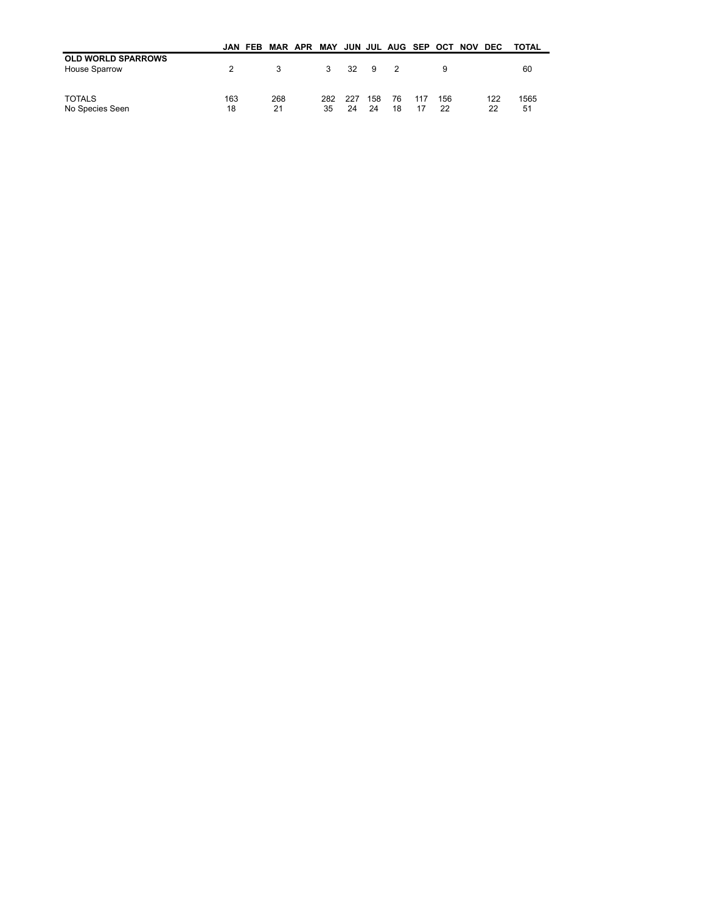| | JAN | FEB | MAR | APR | MAY | JUN | JUL | AUG | SEP | OCT | NOV | DEC | TOTAL |
|---|---|---|---|---|---|---|---|---|---|---|---|---|---|
| **OLD WORLD SPARROWS** | | | | | | | | | | | | | |
| House Sparrow | 2 | | 3 | | 3 | 32 | 9 | 2 | | 9 | | | 60 |
| | | | | | | | | | | | | | |
| TOTALS | 163 | | 268 | | 282 | 227 | 158 | 76 | 117 | 156 | | 122 | 1565 |
| No Species Seen | 18 | | 21 | | 35 | 24 | 24 | 18 | 17 | 22 | | 22 | 51 |